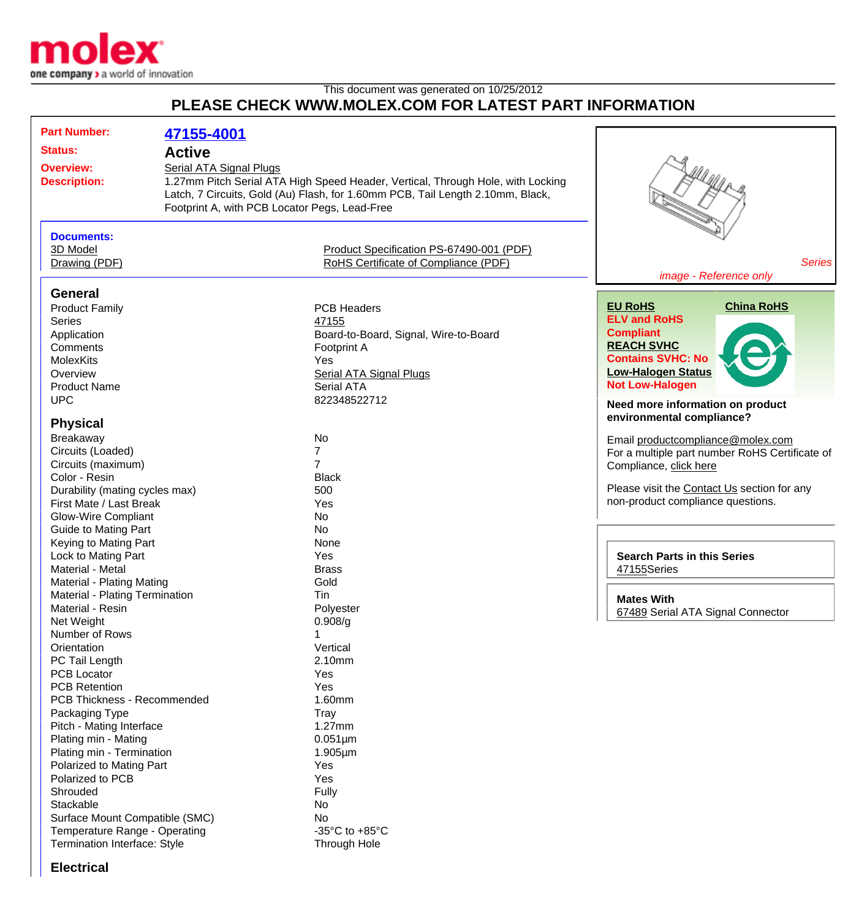This document was generated on 10/25/2012

# PLEASE CHECK WWW.MOLEX.COM FOR LATEST PART INFORMATION

| | |
|---|---|
| **Part Number:** | **47155-4001** |
| **Status:** | **Active** |
| **Overview:** | Serial ATA Signal Plugs |
| **Description:** | 1.27mm Pitch Serial ATA High Speed Header, Vertical, Through Hole, with Locking Latch, 7 Circuits, Gold (Au) Flash, for 1.60mm PCB, Tail Length 2.10mm, Black, Footprint A, with PCB Locator Pegs, Lead-Free |

**Documents:**

- 3D Model
- Drawing (PDF)
- Product Specification PS-67490-001 (PDF)
- RoHS Certificate of Compliance (PDF)

*Series image - Reference only*

**EU RoHS** | **China RoHS**

**ELV and RoHS Compliant**

**REACH SVHC**

**Contains SVHC: No**

**Low-Halogen Status**

**Not Low-Halogen**

**Need more information on product environmental compliance?**

Email productcompliance@molex.com

For a multiple part number RoHS Certificate of Compliance, click here

Please visit the Contact Us section for any non-product compliance questions.

**Search Parts in this Series**

47155Series

**Mates With**

67489 Serial ATA Signal Connector

## General

| | |
|---|---|
| Product Family | PCB Headers |
| Series | 47155 |
| Application | Board-to-Board, Signal, Wire-to-Board |
| Comments | Footprint A |
| MolexKits | Yes |
| Overview | Serial ATA Signal Plugs |
| Product Name | Serial ATA |
| UPC | 822348522712 |

## Physical

| | |
|---|---|
| Breakaway | No |
| Circuits (Loaded) | 7 |
| Circuits (maximum) | 7 |
| Color - Resin | Black |
| Durability (mating cycles max) | 500 |
| First Mate / Last Break | Yes |
| Glow-Wire Compliant | No |
| Guide to Mating Part | No |
| Keying to Mating Part | None |
| Lock to Mating Part | Yes |
| Material - Metal | Brass |
| Material - Plating Mating | Gold |
| Material - Plating Termination | Tin |
| Material - Resin | Polyester |
| Net Weight | 0.908/g |
| Number of Rows | 1 |
| Orientation | Vertical |
| PC Tail Length | 2.10mm |
| PCB Locator | Yes |
| PCB Retention | Yes |
| PCB Thickness - Recommended | 1.60mm |
| Packaging Type | Tray |
| Pitch - Mating Interface | 1.27mm |
| Plating min - Mating | 0.051µm |
| Plating min - Termination | 1.905µm |
| Polarized to Mating Part | Yes |
| Polarized to PCB | Yes |
| Shrouded | Fully |
| Stackable | No |
| Surface Mount Compatible (SMC) | No |
| Temperature Range - Operating | -35°C to +85°C |
| Termination Interface: Style | Through Hole |

## Electrical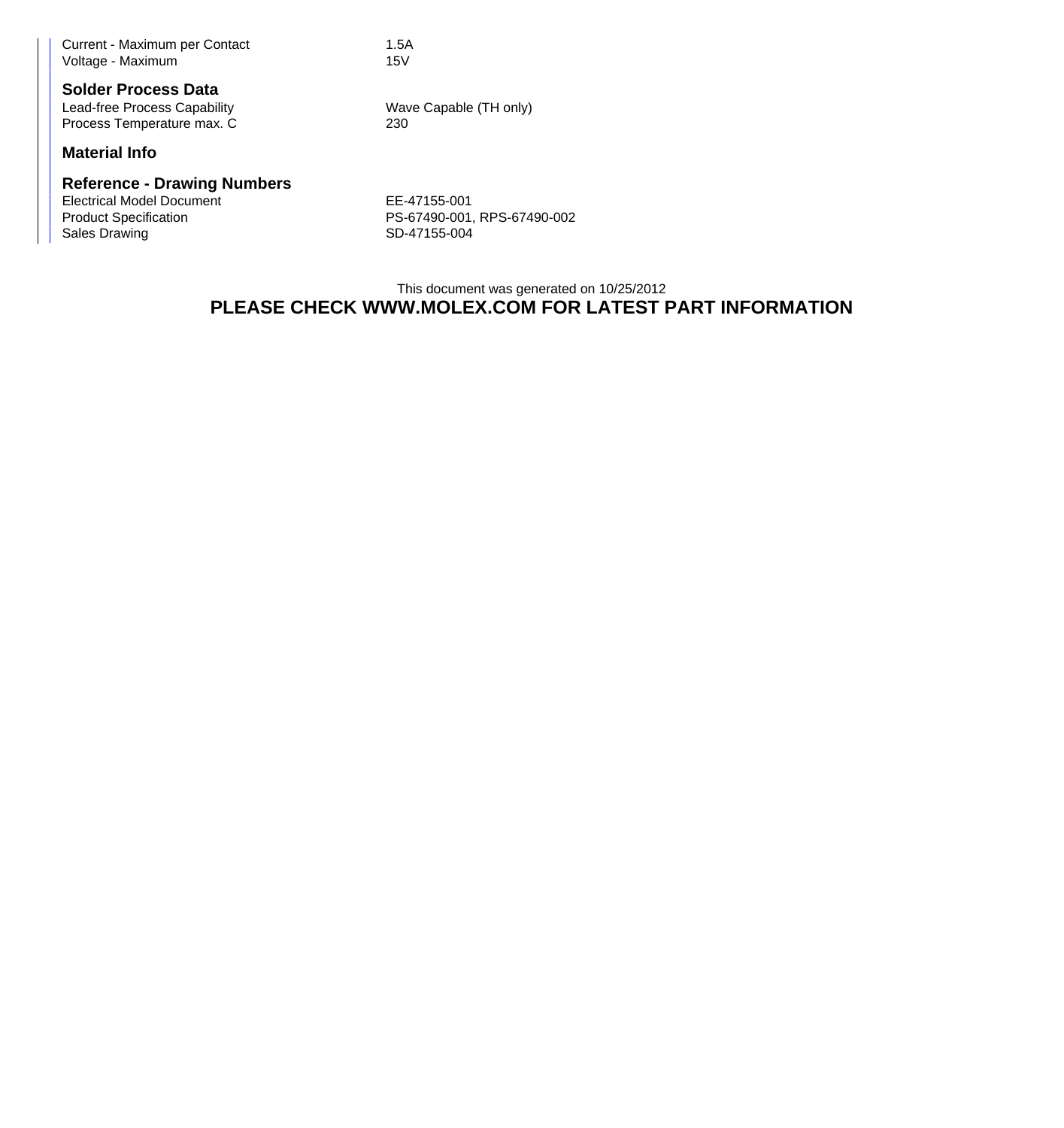| | |
|---|---|
| Current - Maximum per Contact | 1.5A |
| Voltage - Maximum | 15V |

### Solder Process Data

| | |
|---|---|
| Lead-free Process Capability | Wave Capable (TH only) |
| Process Temperature max. C | 230 |

### Material Info

### Reference - Drawing Numbers

| | |
|---|---|
| Electrical Model Document | EE-47155-001 |
| Product Specification | PS-67490-001, RPS-67490-002 |
| Sales Drawing | SD-47155-004 |

This document was generated on 10/25/2012

**PLEASE CHECK WWW.MOLEX.COM FOR LATEST PART INFORMATION**